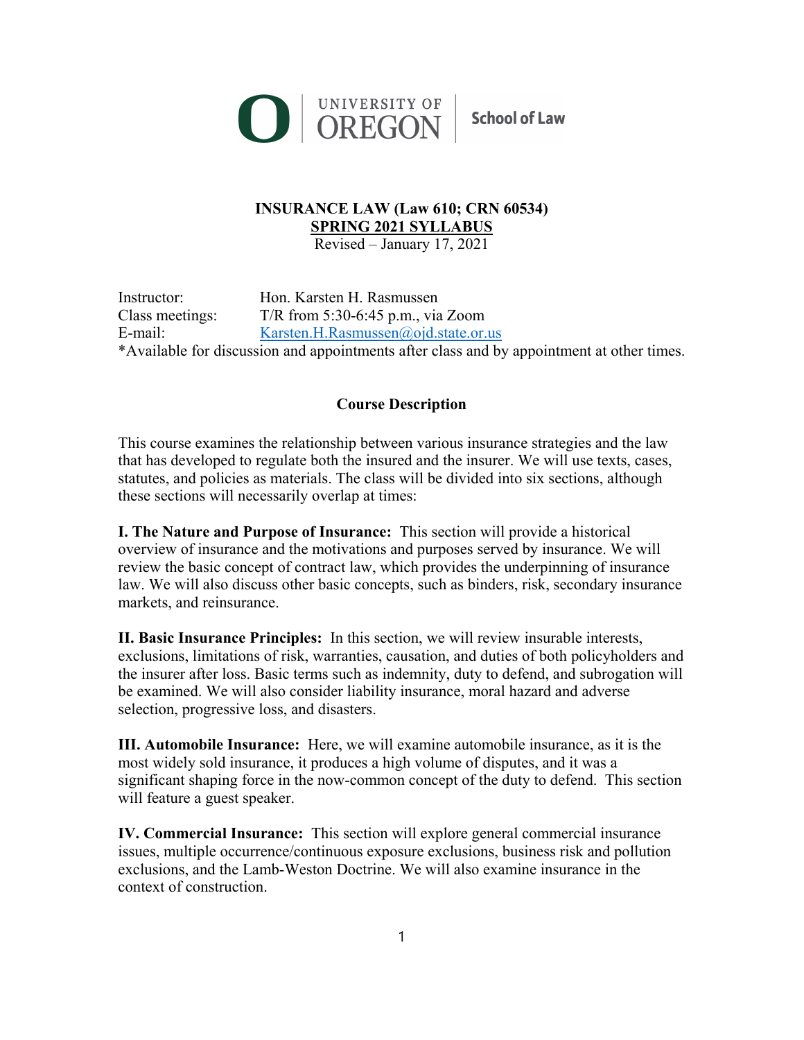# INSURANCE LAW (Law 610; CRN 60534)

## SPRING 2021 SYLLABUS

Revised – January 17, 2021

Instructor: Hon. Karsten H. Rasmussen
Class meetings: T/R from 5:30-6:45 p.m., via Zoom
E-mail: Karsten.H.Rasmussen@ojd.state.or.us
*Available for discussion and appointments after class and by appointment at other times.

### Course Description

This course examines the relationship between various insurance strategies and the law that has developed to regulate both the insured and the insurer. We will use texts, cases, statutes, and policies as materials. The class will be divided into six sections, although these sections will necessarily overlap at times:

**I. The Nature and Purpose of Insurance:** This section will provide a historical overview of insurance and the motivations and purposes served by insurance. We will review the basic concept of contract law, which provides the underpinning of insurance law. We will also discuss other basic concepts, such as binders, risk, secondary insurance markets, and reinsurance.

**II. Basic Insurance Principles:** In this section, we will review insurable interests, exclusions, limitations of risk, warranties, causation, and duties of both policyholders and the insurer after loss. Basic terms such as indemnity, duty to defend, and subrogation will be examined. We will also consider liability insurance, moral hazard and adverse selection, progressive loss, and disasters.

**III. Automobile Insurance:** Here, we will examine automobile insurance, as it is the most widely sold insurance, it produces a high volume of disputes, and it was a significant shaping force in the now-common concept of the duty to defend. This section will feature a guest speaker.

**IV. Commercial Insurance:** This section will explore general commercial insurance issues, multiple occurrence/continuous exposure exclusions, business risk and pollution exclusions, and the Lamb-Weston Doctrine. We will also examine insurance in the context of construction.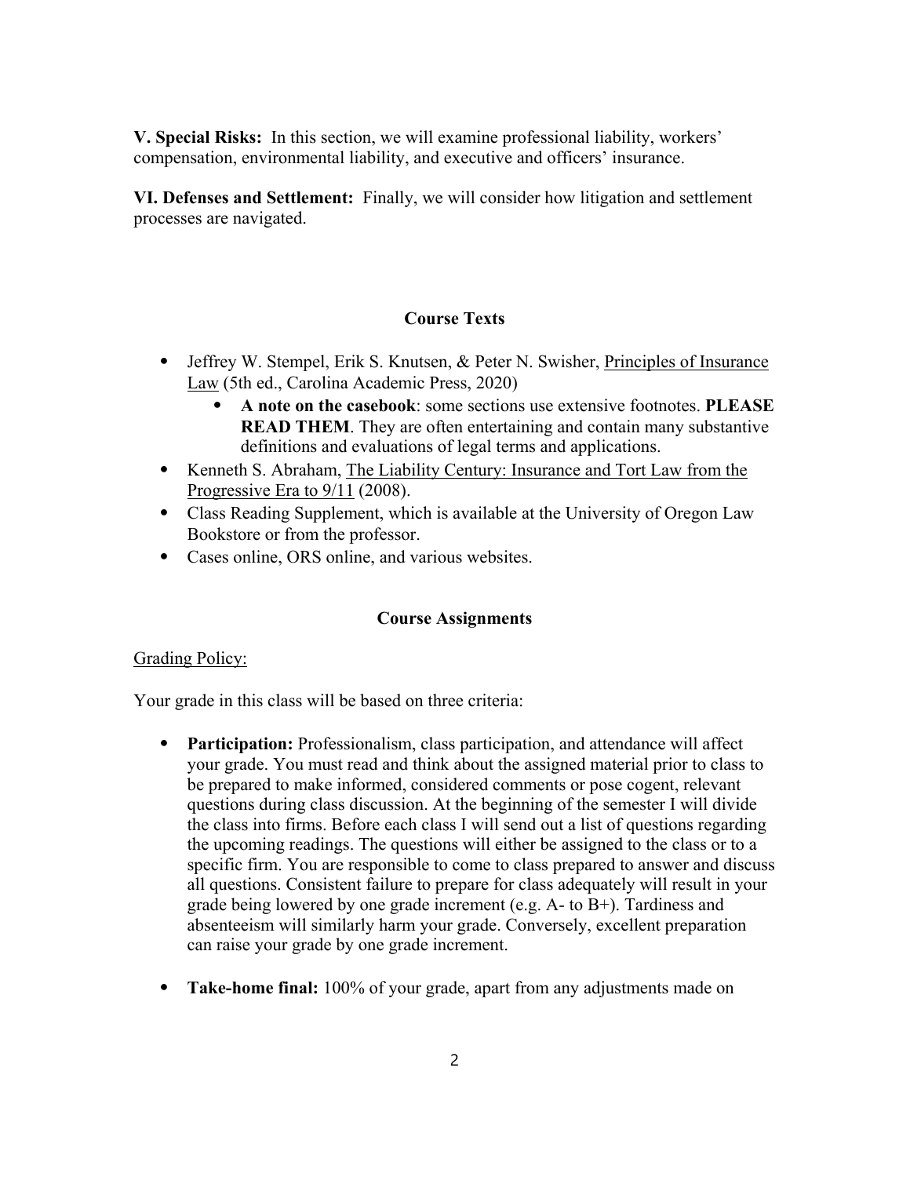**V. Special Risks:** In this section, we will examine professional liability, workers' compensation, environmental liability, and executive and officers' insurance.

**VI. Defenses and Settlement:** Finally, we will consider how litigation and settlement processes are navigated.

## Course Texts

- Jeffrey W. Stempel, Erik S. Knutsen, & Peter N. Swisher, <u>Principles of Insurance Law</u> (5th ed., Carolina Academic Press, 2020)
    - **A note on the casebook**: some sections use extensive footnotes. **PLEASE READ THEM**. They are often entertaining and contain many substantive definitions and evaluations of legal terms and applications.
- Kenneth S. Abraham, <u>The Liability Century: Insurance and Tort Law from the Progressive Era to 9/11</u> (2008).
- Class Reading Supplement, which is available at the University of Oregon Law Bookstore or from the professor.
- Cases online, ORS online, and various websites.

## Course Assignments

<u>Grading Policy:</u>

Your grade in this class will be based on three criteria:

- **Participation:** Professionalism, class participation, and attendance will affect your grade. You must read and think about the assigned material prior to class to be prepared to make informed, considered comments or pose cogent, relevant questions during class discussion. At the beginning of the semester I will divide the class into firms. Before each class I will send out a list of questions regarding the upcoming readings. The questions will either be assigned to the class or to a specific firm. You are responsible to come to class prepared to answer and discuss all questions. Consistent failure to prepare for class adequately will result in your grade being lowered by one grade increment (e.g. A- to B+). Tardiness and absenteeism will similarly harm your grade. Conversely, excellent preparation can raise your grade by one grade increment.

- **Take-home final:** 100% of your grade, apart from any adjustments made on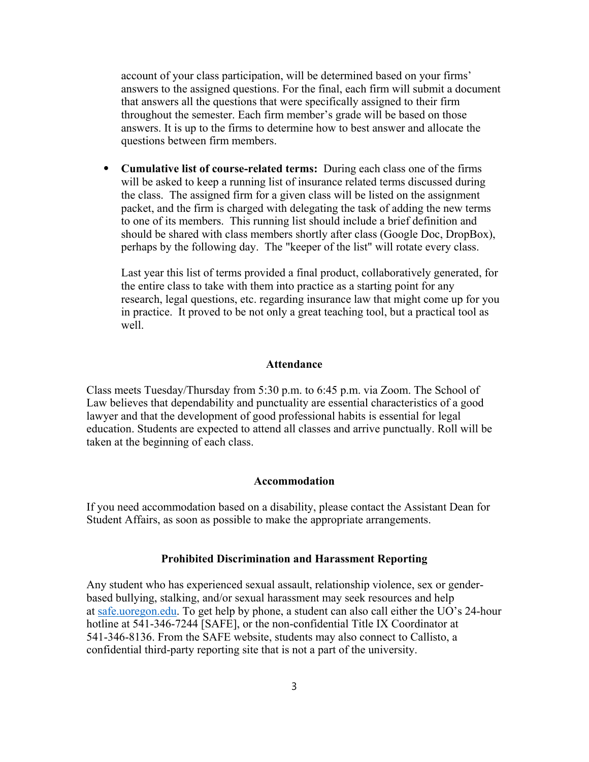account of your class participation, will be determined based on your firms' answers to the assigned questions. For the final, each firm will submit a document that answers all the questions that were specifically assigned to their firm throughout the semester. Each firm member's grade will be based on those answers. It is up to the firms to determine how to best answer and allocate the questions between firm members.

- **Cumulative list of course-related terms:** During each class one of the firms will be asked to keep a running list of insurance related terms discussed during the class. The assigned firm for a given class will be listed on the assignment packet, and the firm is charged with delegating the task of adding the new terms to one of its members. This running list should include a brief definition and should be shared with class members shortly after class (Google Doc, DropBox), perhaps by the following day. The "keeper of the list" will rotate every class.

  Last year this list of terms provided a final product, collaboratively generated, for the entire class to take with them into practice as a starting point for any research, legal questions, etc. regarding insurance law that might come up for you in practice. It proved to be not only a great teaching tool, but a practical tool as well.

**Attendance**

Class meets Tuesday/Thursday from 5:30 p.m. to 6:45 p.m. via Zoom. The School of Law believes that dependability and punctuality are essential characteristics of a good lawyer and that the development of good professional habits is essential for legal education. Students are expected to attend all classes and arrive punctually. Roll will be taken at the beginning of each class.

**Accommodation**

If you need accommodation based on a disability, please contact the Assistant Dean for Student Affairs, as soon as possible to make the appropriate arrangements.

**Prohibited Discrimination and Harassment Reporting**

Any student who has experienced sexual assault, relationship violence, sex or gender-based bullying, stalking, and/or sexual harassment may seek resources and help at safe.uoregon.edu. To get help by phone, a student can also call either the UO's 24-hour hotline at 541-346-7244 [SAFE], or the non-confidential Title IX Coordinator at 541-346-8136. From the SAFE website, students may also connect to Callisto, a confidential third-party reporting site that is not a part of the university.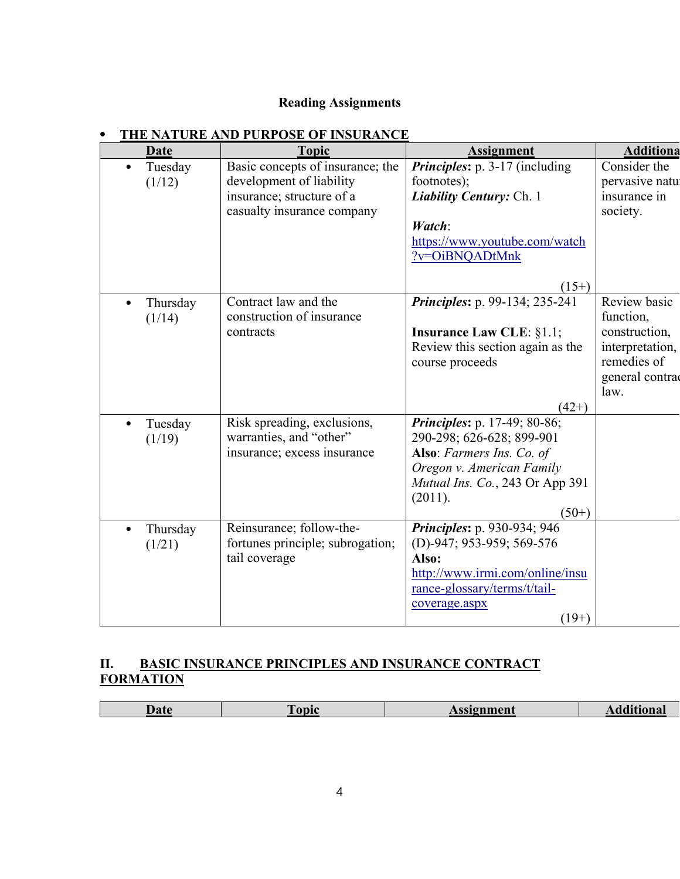**Reading Assignments**

- **THE NATURE AND PURPOSE OF INSURANCE**

| Date | Topic | Assignment | Additiona |
|---|---|---|---|
| • Tuesday (1/12) | Basic concepts of insurance; the development of liability insurance; structure of a casualty insurance company | ***Principles*****:** p. 3-17 (including footnotes); ***Liability Century:*** Ch. 1 ***Watch***: https://www.youtube.com/watch?v=OiBNQADtMnk (15+) | Consider the pervasive natu insurance in society. |
| • Thursday (1/14) | Contract law and the construction of insurance contracts | ***Principles*****:** p. 99-134; 235-241 **Insurance Law CLE**: §1.1; Review this section again as the course proceeds (42+) | Review basic function, construction, interpretation, remedies of general contrac law. |
| • Tuesday (1/19) | Risk spreading, exclusions, warranties, and "other" insurance; excess insurance | ***Principles*****:** p. 17-49; 80-86; 290-298; 626-628; 899-901 **Also**: *Farmers Ins. Co. of Oregon v. American Family Mutual Ins. Co.*, 243 Or App 391 (2011). (50+) | |
| • Thursday (1/21) | Reinsurance; follow-the-fortunes principle; subrogation; tail coverage | ***Principles*****:** p. 930-934; 946 (D)-947; 953-959; 569-576 **Also:** http://www.irmi.com/online/insurance-glossary/terms/t/tail-coverage.aspx (19+) | |

## II. BASIC INSURANCE PRINCIPLES AND INSURANCE CONTRACT FORMATION

| Date | Topic | Assignment | Additional |
|---|---|---|---|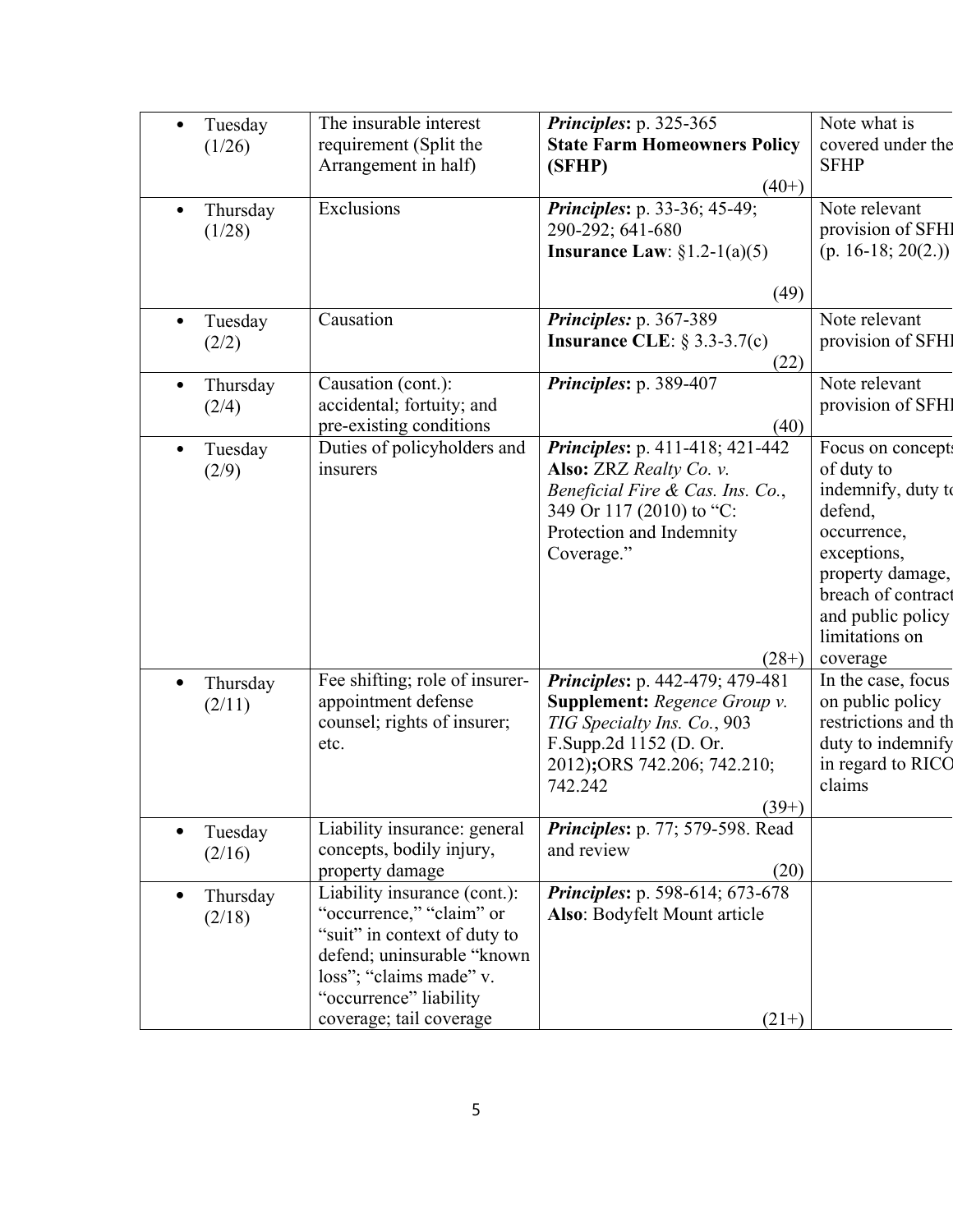| | | | |
|---|---|---|---|
| • Tuesday (1/26) | The insurable interest requirement (Split the Arrangement in half) | ***Principles*****:** p. 325-365<br>**State Farm Homeowners Policy (SFHP)**<br>(40+) | Note what is covered under the SFHP |
| • Thursday (1/28) | Exclusions | ***Principles*****:** p. 33-36; 45-49; 290-292; 641-680<br>**Insurance Law**: §1.2-1(a)(5)<br>(49) | Note relevant provision of SFHP (p. 16-18; 20(2.)) |
| • Tuesday (2/2) | Causation | ***Principles:*** p. 367-389<br>**Insurance CLE**: § 3.3-3.7(c)<br>(22) | Note relevant provision of SFHP |
| • Thursday (2/4) | Causation (cont.): accidental; fortuity; and pre-existing conditions | ***Principles*****:** p. 389-407<br>(40) | Note relevant provision of SFHP |
| • Tuesday (2/9) | Duties of policyholders and insurers | ***Principles*****:** p. 411-418; 421-442<br>**Also:** ZRZ *Realty Co. v. Beneficial Fire & Cas. Ins. Co.*, 349 Or 117 (2010) to "C: Protection and Indemnity Coverage."<br>(28+) | Focus on concepts of duty to indemnify, duty to defend, occurrence, exceptions, property damage, breach of contract and public policy limitations on coverage |
| • Thursday (2/11) | Fee shifting; role of insurer-appointment defense counsel; rights of insurer; etc. | ***Principles*****:** p. 442-479; 479-481<br>**Supplement:** *Regence Group v. TIG Specialty Ins. Co.*, 903 F.Supp.2d 1152 (D. Or. 2012)**;**ORS 742.206; 742.210; 742.242<br>(39+) | In the case, focus on public policy restrictions and the duty to indemnify in regard to RICO claims |
| • Tuesday (2/16) | Liability insurance: general concepts, bodily injury, property damage | ***Principles*****:** p. 77; 579-598. Read and review<br>(20) | |
| • Thursday (2/18) | Liability insurance (cont.): "occurrence," "claim" or "suit" in context of duty to defend; uninsurable "known loss"; "claims made" v. "occurrence" liability coverage; tail coverage | ***Principles*****:** p. 598-614; 673-678<br>**Also**: Bodyfelt Mount article<br>(21+) | |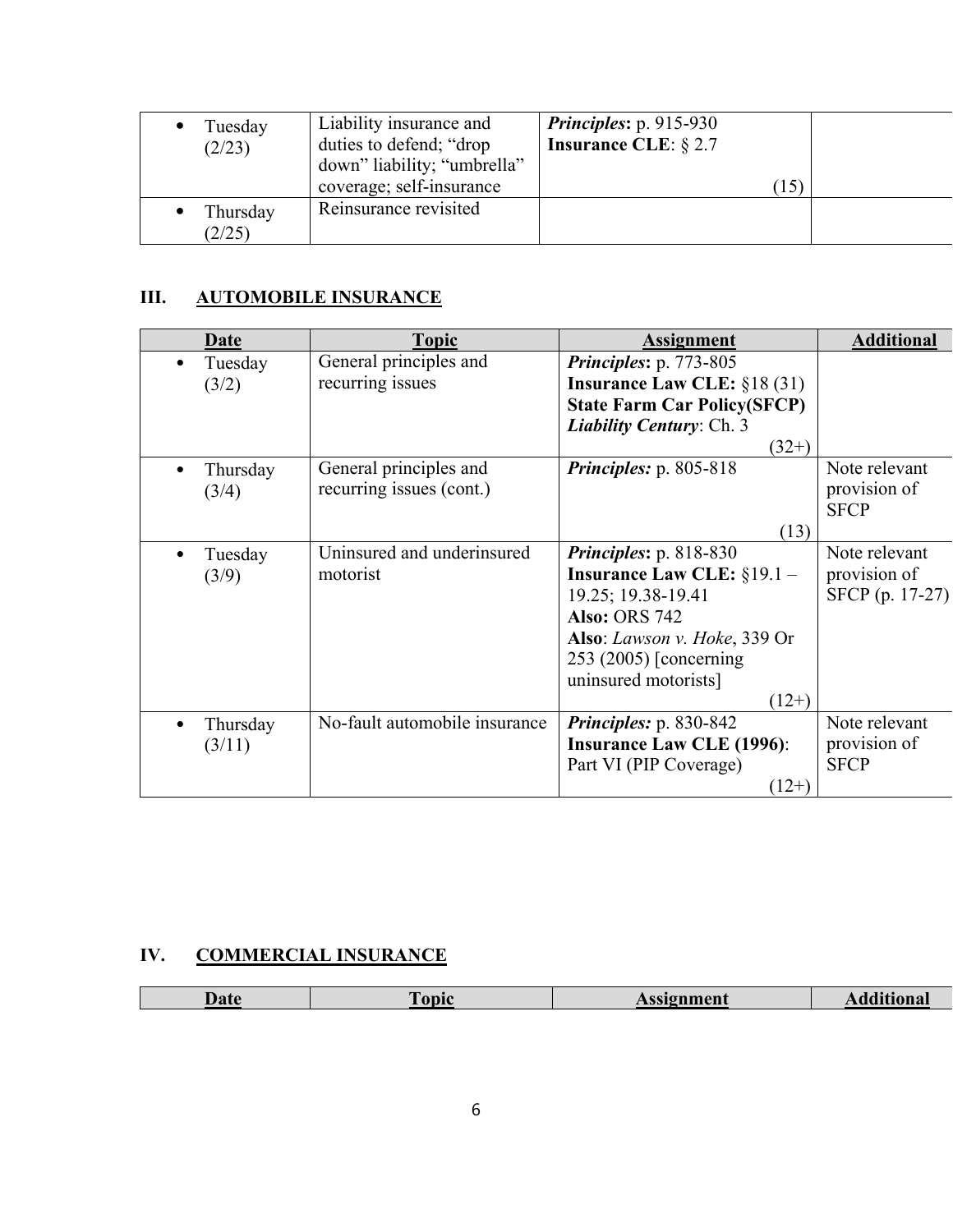| Date | Topic | Assignment | Additional |
|---|---|---|---|
| • Tuesday (2/23) | Liability insurance and duties to defend; "drop down" liability; "umbrella" coverage; self-insurance | ***Principles*:** p. 915-930<br>**Insurance CLE**: § 2.7<br>(15) | |
| • Thursday (2/25) | Reinsurance revisited | | |

## III. AUTOMOBILE INSURANCE

| Date | Topic | Assignment | Additional |
|---|---|---|---|
| • Tuesday (3/2) | General principles and recurring issues | ***Principles*:** p. 773-805<br>**Insurance Law CLE:** §18 (31)<br>**State Farm Car Policy(SFCP)**<br>*Liability Century*: Ch. 3<br>(32+) | |
| • Thursday (3/4) | General principles and recurring issues (cont.) | ***Principles:*** p. 805-818<br>(13) | Note relevant provision of SFCP |
| • Tuesday (3/9) | Uninsured and underinsured motorist | ***Principles*:** p. 818-830<br>**Insurance Law CLE:** §19.1 – 19.25; 19.38-19.41<br>**Also:** ORS 742<br>**Also**: *Lawson v. Hoke*, 339 Or 253 (2005) [concerning uninsured motorists]<br>(12+) | Note relevant provision of SFCP (p. 17-27) |
| • Thursday (3/11) | No-fault automobile insurance | ***Principles:*** p. 830-842<br>**Insurance Law CLE (1996)**: Part VI (PIP Coverage)<br>(12+) | Note relevant provision of SFCP |

## IV. COMMERCIAL INSURANCE

| Date | Topic | Assignment | Additional |
|---|---|---|---|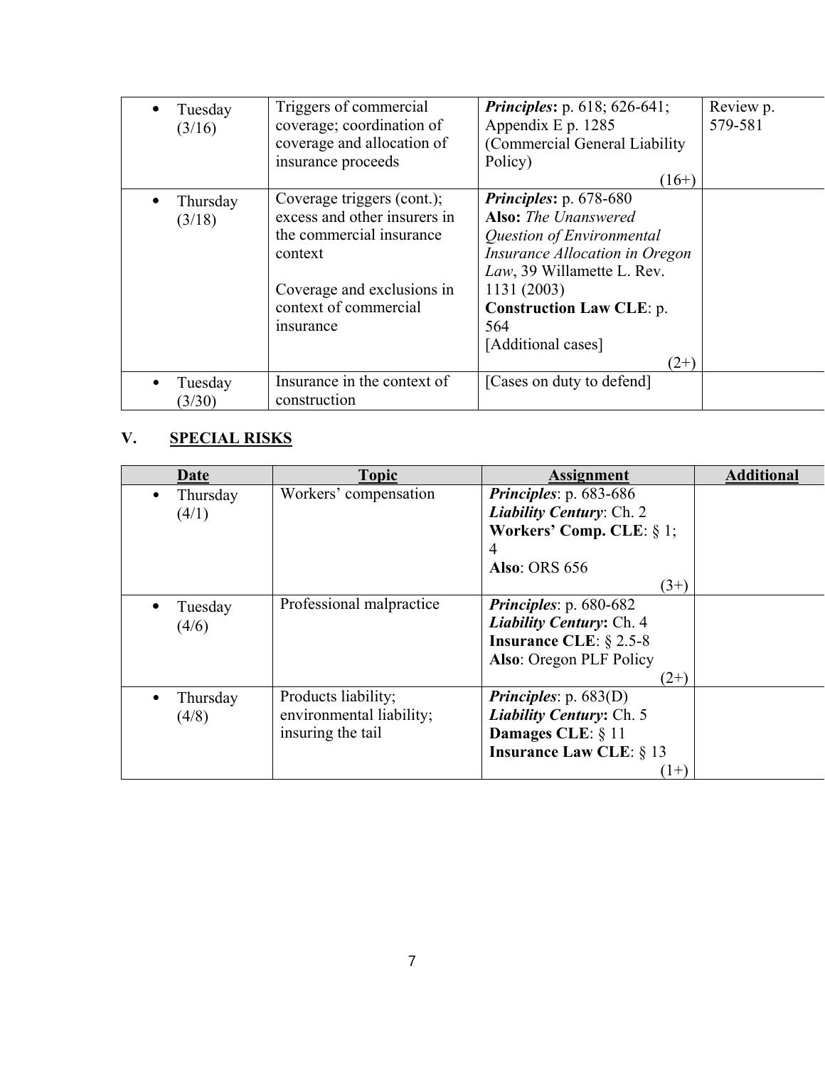| Date | Topic | Assignment | Additional |
|---|---|---|---|
| • Tuesday (3/16) | Triggers of commercial coverage; coordination of coverage and allocation of insurance proceeds | ***Principles*****:** p. 618; 626-641; Appendix E p. 1285 (Commercial General Liability Policy) (16+) | Review p. 579-581 |
| • Thursday (3/18) | Coverage triggers (cont.); excess and other insurers in the commercial insurance context<br><br>Coverage and exclusions in context of commercial insurance | ***Principles*****:** p. 678-680<br>**Also:** *The Unanswered Question of Environmental Insurance Allocation in Oregon Law*, 39 Willamette L. Rev. 1131 (2003)<br>**Construction Law CLE**: p. 564<br>[Additional cases] (2+) | |
| • Tuesday (3/30) | Insurance in the context of construction | [Cases on duty to defend] | |

## V. SPECIAL RISKS

| Date | Topic | Assignment | Additional |
|---|---|---|---|
| • Thursday (4/1) | Workers' compensation | ***Principles***: p. 683-686<br>***Liability Century***: Ch. 2<br>**Workers' Comp. CLE**: § 1; 4<br>**Also**: ORS 656 (3+) | |
| • Tuesday (4/6) | Professional malpractice | ***Principles***: p. 680-682<br>***Liability Century*****:** Ch. 4<br>**Insurance CLE**: § 2.5-8<br>**Also**: Oregon PLF Policy (2+) | |
| • Thursday (4/8) | Products liability; environmental liability; insuring the tail | ***Principles***: p. 683(D)<br>***Liability Century*****:** Ch. 5<br>**Damages CLE**: § 11<br>**Insurance Law CLE**: § 13 (1+) | |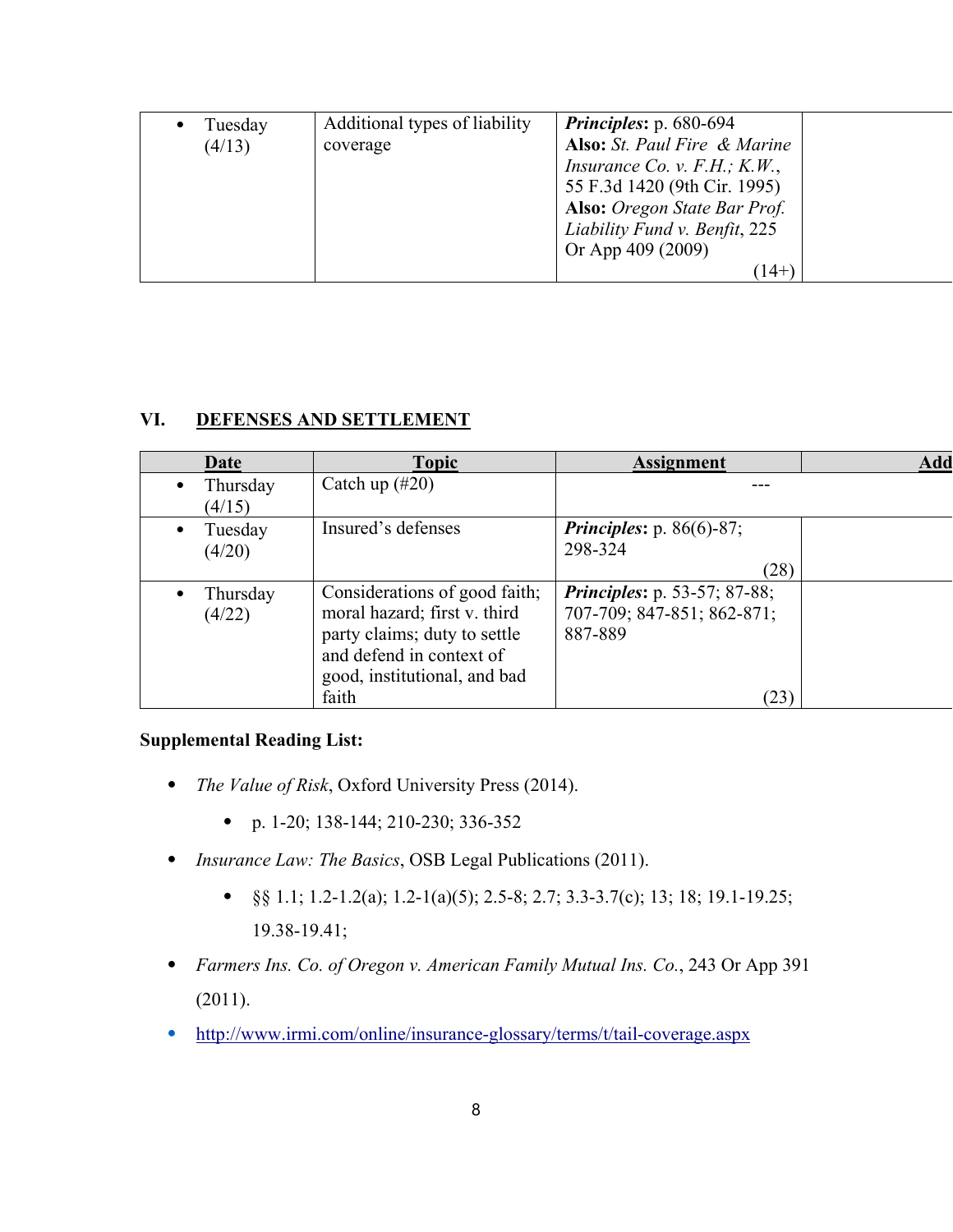| Date | Topic | Assignment | Add |
|---|---|---|---|
| • Tuesday (4/13) | Additional types of liability coverage | ***Principles*****:** p. 680-694 **Also:** *St. Paul Fire & Marine Insurance Co. v. F.H.; K.W.*, 55 F.3d 1420 (9th Cir. 1995) **Also:** *Oregon State Bar Prof. Liability Fund v. Benfit*, 225 Or App 409 (2009) (14+) | |

## VI. DEFENSES AND SETTLEMENT

| Date | Topic | Assignment | Add |
|---|---|---|---|
| • Thursday (4/15) | Catch up (#20) | --- | |
| • Tuesday (4/20) | Insured's defenses | ***Principles*****:** p. 86(6)-87; 298-324 (28) | |
| • Thursday (4/22) | Considerations of good faith; moral hazard; first v. third party claims; duty to settle and defend in context of good, institutional, and bad faith | ***Principles*****:** p. 53-57; 87-88; 707-709; 847-851; 862-871; 887-889 (23) | |

**Supplemental Reading List:**

- *The Value of Risk*, Oxford University Press (2014).
  - p. 1-20; 138-144; 210-230; 336-352
- *Insurance Law: The Basics*, OSB Legal Publications (2011).
  - §§ 1.1; 1.2-1.2(a); 1.2-1(a)(5); 2.5-8; 2.7; 3.3-3.7(c); 13; 18; 19.1-19.25; 19.38-19.41;
- *Farmers Ins. Co. of Oregon v. American Family Mutual Ins. Co.*, 243 Or App 391 (2011).
- http://www.irmi.com/online/insurance-glossary/terms/t/tail-coverage.aspx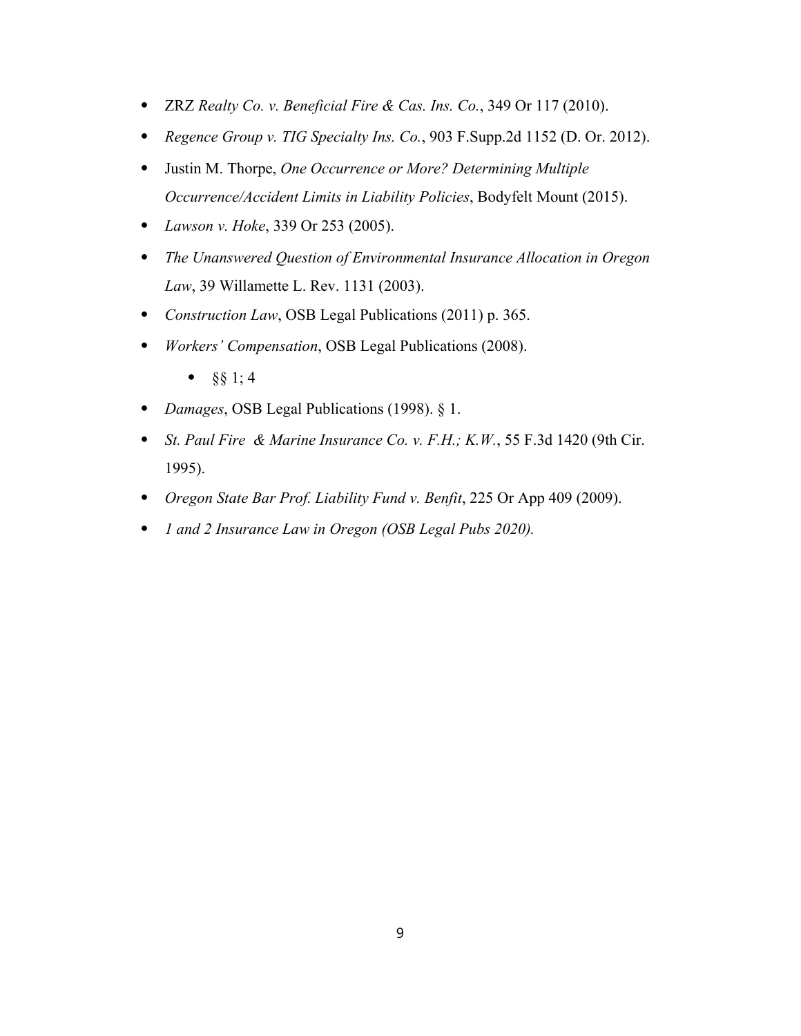- ZRZ *Realty Co. v. Beneficial Fire & Cas. Ins. Co.*, 349 Or 117 (2010).
- *Regence Group v. TIG Specialty Ins. Co.*, 903 F.Supp.2d 1152 (D. Or. 2012).
- Justin M. Thorpe, *One Occurrence or More? Determining Multiple Occurrence/Accident Limits in Liability Policies*, Bodyfelt Mount (2015).
- *Lawson v. Hoke*, 339 Or 253 (2005).
- *The Unanswered Question of Environmental Insurance Allocation in Oregon Law*, 39 Willamette L. Rev. 1131 (2003).
- *Construction Law*, OSB Legal Publications (2011) p. 365.
- *Workers' Compensation*, OSB Legal Publications (2008).
    - §§ 1; 4
- *Damages*, OSB Legal Publications (1998). § 1.
- *St. Paul Fire & Marine Insurance Co. v. F.H.; K.W.*, 55 F.3d 1420 (9th Cir. 1995).
- *Oregon State Bar Prof. Liability Fund v. Benfit*, 225 Or App 409 (2009).
- *1 and 2 Insurance Law in Oregon (OSB Legal Pubs 2020).*